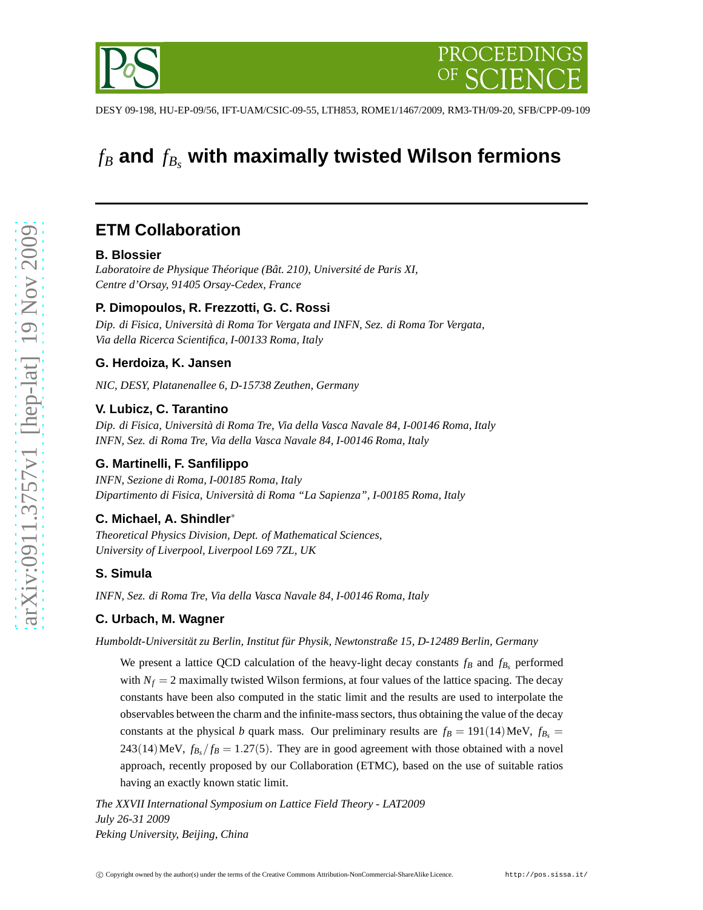DESY 09-198, HU-EP-09/56, IFT-UAM/CSIC-09-55, LTH853, ROME1/1467/2009, RM3-TH/09-20, SFB/CPP-09-109

# $f_B$ and $f_{B_s}$ with maximally twisted Wilson fermions

## ETM Collaboration

**B. Blossier**
*Laboratoire de Physique Théorique (Bât. 210), Université de Paris XI, Centre d'Orsay, 91405 Orsay-Cedex, France*

**P. Dimopoulos, R. Frezzotti, G. C. Rossi**
*Dip. di Fisica, Università di Roma Tor Vergata and INFN, Sez. di Roma Tor Vergata, Via della Ricerca Scientifica, I-00133 Roma, Italy*

**G. Herdoiza, K. Jansen**
*NIC, DESY, Platanenallee 6, D-15738 Zeuthen, Germany*

**V. Lubicz, C. Tarantino**
*Dip. di Fisica, Università di Roma Tre, Via della Vasca Navale 84, I-00146 Roma, Italy*
*INFN, Sez. di Roma Tre, Via della Vasca Navale 84, I-00146 Roma, Italy*

**G. Martinelli, F. Sanfilippo**
*INFN, Sezione di Roma, I-00185 Roma, Italy*
*Dipartimento di Fisica, Università di Roma "La Sapienza", I-00185 Roma, Italy*

**C. Michael, A. Shindler**[*]
*Theoretical Physics Division, Dept. of Mathematical Sciences, University of Liverpool, Liverpool L69 7ZL, UK*

**S. Simula**
*INFN, Sez. di Roma Tre, Via della Vasca Navale 84, I-00146 Roma, Italy*

**C. Urbach, M. Wagner**
*Humboldt-Universität zu Berlin, Institut für Physik, Newtonstraße 15, D-12489 Berlin, Germany*

We present a lattice QCD calculation of the heavy-light decay constants $f_B$ and $f_{B_s}$ performed with $N_f = 2$ maximally twisted Wilson fermions, at four values of the lattice spacing. The decay constants have been also computed in the static limit and the results are used to interpolate the observables between the charm and the infinite-mass sectors, thus obtaining the value of the decay constants at the physical $b$ quark mass. Our preliminary results are $f_B = 191(14)\,\text{MeV}$, $f_{B_s} = 243(14)\,\text{MeV}$, $f_{B_s}/f_B = 1.27(5)$. They are in good agreement with those obtained with a novel approach, recently proposed by our Collaboration (ETMC), based on the use of suitable ratios having an exactly known static limit.

*The XXVII International Symposium on Lattice Field Theory - LAT2009*
*July 26-31 2009*
*Peking University, Beijing, China*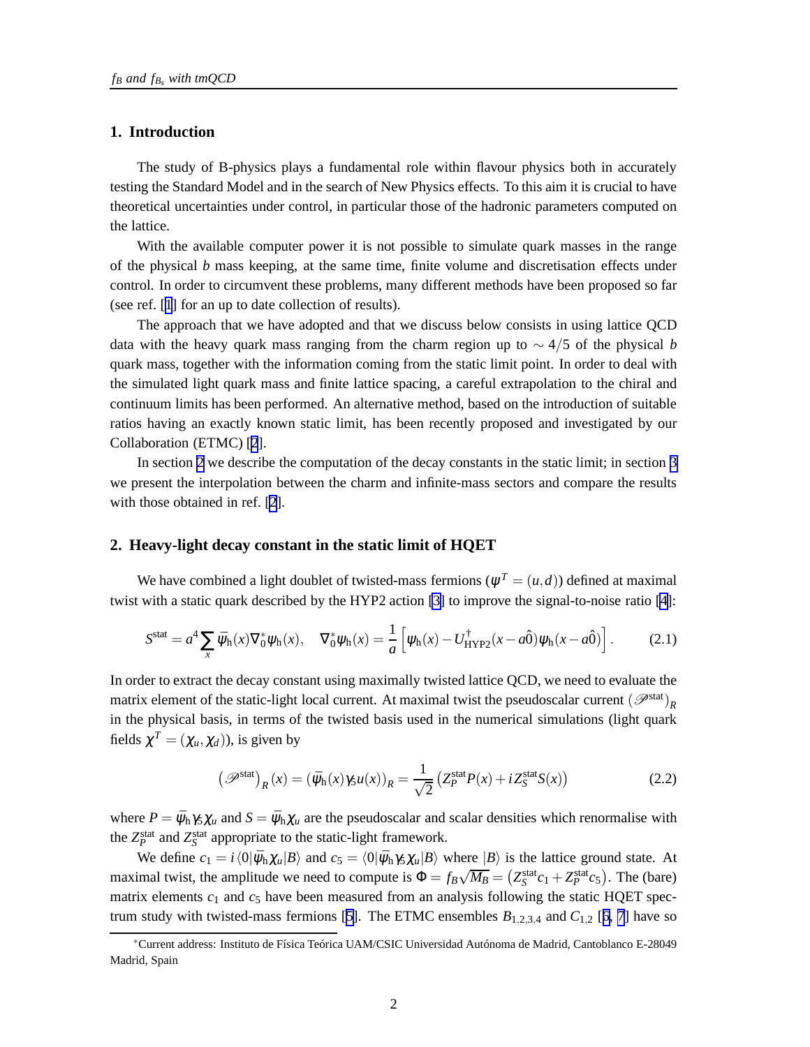## 1. Introduction

The study of B-physics plays a fundamental role within flavour physics both in accurately testing the Standard Model and in the search of New Physics effects. To this aim it is crucial to have theoretical uncertainties under control, in particular those of the hadronic parameters computed on the lattice.

With the available computer power it is not possible to simulate quark masses in the range of the physical $b$ mass keeping, at the same time, finite volume and discretisation effects under control. In order to circumvent these problems, many different methods have been proposed so far (see ref. [1] for an up to date collection of results).

The approach that we have adopted and that we discuss below consists in using lattice QCD data with the heavy quark mass ranging from the charm region up to $\sim 4/5$ of the physical $b$ quark mass, together with the information coming from the static limit point. In order to deal with the simulated light quark mass and finite lattice spacing, a careful extrapolation to the chiral and continuum limits has been performed. An alternative method, based on the introduction of suitable ratios having an exactly known static limit, has been recently proposed and investigated by our Collaboration (ETMC) [2].

In section 2 we describe the computation of the decay constants in the static limit; in section 3 we present the interpolation between the charm and infinite-mass sectors and compare the results with those obtained in ref. [2].

## 2. Heavy-light decay constant in the static limit of HQET

We have combined a light doublet of twisted-mass fermions ($\psi^T = (u,d)$) defined at maximal twist with a static quark described by the HYP2 action [3] to improve the signal-to-noise ratio [4]:

$$S^{\rm stat} = a^4 \sum_x \bar{\psi}_{\rm h}(x) \nabla_0^* \psi_{\rm h}(x), \quad \nabla_0^* \psi_{\rm h}(x) = \frac{1}{a}\left[\psi_{\rm h}(x) - U^\dagger_{\rm HYP2}(x - a\hat{0})\psi_{\rm h}(x - a\hat{0})\right]. \tag{2.1}$$

In order to extract the decay constant using maximally twisted lattice QCD, we need to evaluate the matrix element of the static-light local current. At maximal twist the pseudoscalar current $(\mathscr{P}^{\rm stat})_R$ in the physical basis, in terms of the twisted basis used in the numerical simulations (light quark fields $\chi^T = (\chi_u, \chi_d)$), is given by

$$\left(\mathscr{P}^{\rm stat}\right)_R(x) = (\bar{\psi}_{\rm h}(x)\gamma_5 u(x))_R = \frac{1}{\sqrt{2}}\left(Z_P^{\rm stat} P(x) + i Z_S^{\rm stat} S(x)\right) \tag{2.2}$$

where $P = \bar{\psi}_{\rm h}\gamma_5\chi_u$ and $S = \bar{\psi}_{\rm h}\chi_u$ are the pseudoscalar and scalar densities which renormalise with the $Z_P^{\rm stat}$ and $Z_S^{\rm stat}$ appropriate to the static-light framework.

We define $c_1 = i\langle 0|\bar{\psi}_{\rm h}\chi_u|B\rangle$ and $c_5 = \langle 0|\bar{\psi}_{\rm h}\gamma_5\chi_u|B\rangle$ where $|B\rangle$ is the lattice ground state. At maximal twist, the amplitude we need to compute is $\Phi = f_B\sqrt{M_B} = \left(Z_S^{\rm stat}c_1 + Z_P^{\rm stat}c_5\right)$. The (bare) matrix elements $c_1$ and $c_5$ have been measured from an analysis following the static HQET spectrum study with twisted-mass fermions [5]. The ETMC ensembles $B_{1,2,3,4}$ and $C_{1,2}$ [6, 7] have so

*Current address: Instituto de Física Teórica UAM/CSIC Universidad Autónoma de Madrid, Cantoblanco E-28049 Madrid, Spain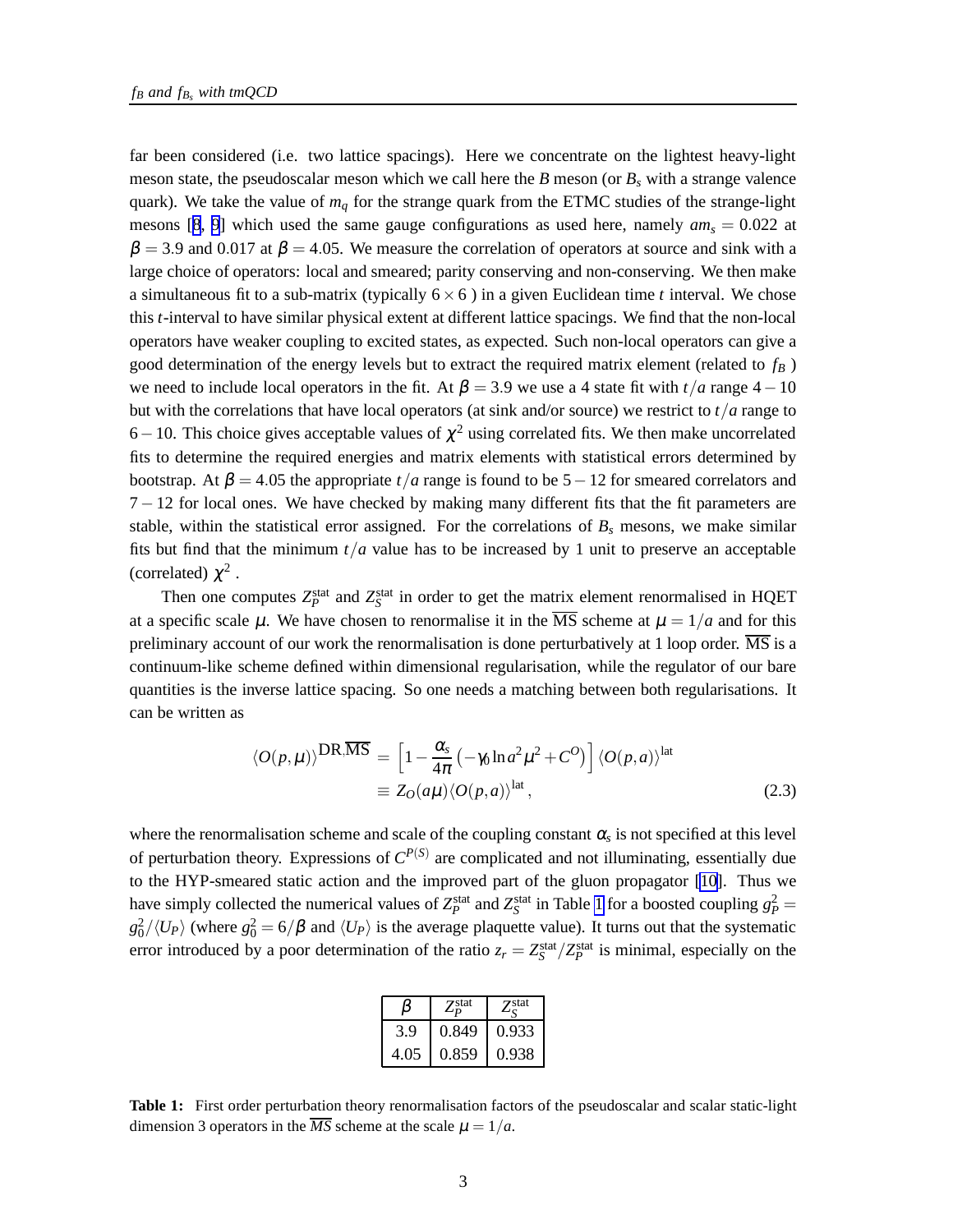far been considered (i.e. two lattice spacings). Here we concentrate on the lightest heavy-light meson state, the pseudoscalar meson which we call here the $B$ meson (or $B_s$ with a strange valence quark). We take the value of $m_q$ for the strange quark from the ETMC studies of the strange-light mesons [8, 9] which used the same gauge configurations as used here, namely $am_s = 0.022$ at $\beta = 3.9$ and 0.017 at $\beta = 4.05$. We measure the correlation of operators at source and sink with a large choice of operators: local and smeared; parity conserving and non-conserving. We then make a simultaneous fit to a sub-matrix (typically $6\times 6$ ) in a given Euclidean time $t$ interval. We chose this $t$-interval to have similar physical extent at different lattice spacings. We find that the non-local operators have weaker coupling to excited states, as expected. Such non-local operators can give a good determination of the energy levels but to extract the required matrix element (related to $f_B$ ) we need to include local operators in the fit. At $\beta = 3.9$ we use a 4 state fit with $t/a$ range $4-10$ but with the correlations that have local operators (at sink and/or source) we restrict to $t/a$ range to $6-10$. This choice gives acceptable values of $\chi^2$ using correlated fits. We then make uncorrelated fits to determine the required energies and matrix elements with statistical errors determined by bootstrap. At $\beta = 4.05$ the appropriate $t/a$ range is found to be $5-12$ for smeared correlators and $7-12$ for local ones. We have checked by making many different fits that the fit parameters are stable, within the statistical error assigned. For the correlations of $B_s$ mesons, we make similar fits but find that the minimum $t/a$ value has to be increased by 1 unit to preserve an acceptable (correlated) $\chi^2$ .

Then one computes $Z_P^{\rm stat}$ and $Z_S^{\rm stat}$ in order to get the matrix element renormalised in HQET at a specific scale $\mu$. We have chosen to renormalise it in the $\overline{\rm MS}$ scheme at $\mu = 1/a$ and for this preliminary account of our work the renormalisation is done perturbatively at 1 loop order. $\overline{\rm MS}$ is a continuum-like scheme defined within dimensional regularisation, while the regulator of our bare quantities is the inverse lattice spacing. So one needs a matching between both regularisations. It can be written as

$$
\begin{aligned}
\langle O(p,\mu)\rangle^{\rm DR,\overline{MS}} &= \left[1-\frac{\alpha_s}{4\pi}\left(-\gamma_0 \ln a^2\mu^2 + C^O\right)\right]\langle O(p,a)\rangle^{\rm lat} \\
&\equiv Z_O(a\mu)\langle O(p,a)\rangle^{\rm lat}\,, \qquad (2.3)
\end{aligned}
$$

where the renormalisation scheme and scale of the coupling constant $\alpha_s$ is not specified at this level of perturbation theory. Expressions of $C^{P(S)}$ are complicated and not illuminating, essentially due to the HYP-smeared static action and the improved part of the gluon propagator [10]. Thus we have simply collected the numerical values of $Z_P^{\rm stat}$ and $Z_S^{\rm stat}$ in Table 1 for a boosted coupling $g_P^2 = g_0^2/\langle U_P\rangle$ (where $g_0^2 = 6/\beta$ and $\langle U_P\rangle$ is the average plaquette value). It turns out that the systematic error introduced by a poor determination of the ratio $z_r = Z_S^{\rm stat}/Z_P^{\rm stat}$ is minimal, especially on the

| $\beta$ | $Z_P^{\rm stat}$ | $Z_S^{\rm stat}$ |
|---|---|---|
| 3.9 | 0.849 | 0.933 |
| 4.05 | 0.859 | 0.938 |

**Table 1:** First order perturbation theory renormalisation factors of the pseudoscalar and scalar static-light dimension 3 operators in the $\overline{MS}$ scheme at the scale $\mu = 1/a$.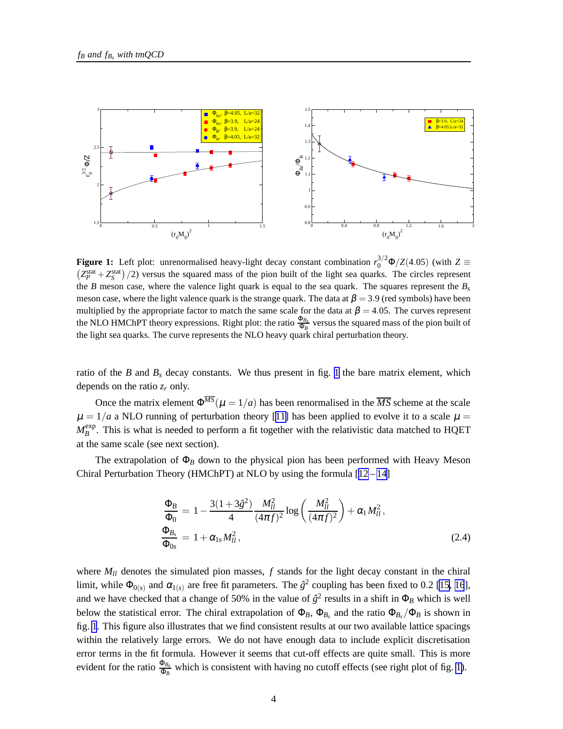**Figure 1:** Left plot: unrenormalised heavy-light decay constant combination $r_0^{3/2}\Phi/Z(4.05)$ (with $Z \equiv (Z_P^{\rm stat}+Z_S^{\rm stat})/2$) versus the squared mass of the pion built of the light sea quarks. The circles represent the $B$ meson case, where the valence light quark is equal to the sea quark. The squares represent the $B_s$ meson case, where the light valence quark is the strange quark. The data at $\beta = 3.9$ (red symbols) have been multiplied by the appropriate factor to match the same scale for the data at $\beta = 4.05$. The curves represent the NLO HMChPT theory expressions. Right plot: the ratio $\frac{\Phi_{B_s}}{\Phi_B}$ versus the squared mass of the pion built of the light sea quarks. The curve represents the NLO heavy quark chiral perturbation theory.

ratio of the $B$ and $B_s$ decay constants. We thus present in fig. 1 the bare matrix element, which depends on the ratio $z_r$ only.

Once the matrix element $\Phi^{\overline{MS}}(\mu = 1/a)$ has been renormalised in the $\overline{MS}$ scheme at the scale $\mu = 1/a$ a NLO running of perturbation theory [11] has been applied to evolve it to a scale $\mu = M_B^{\rm exp}$. This is what is needed to perform a fit together with the relativistic data matched to HQET at the same scale (see next section).

The extrapolation of $\Phi_B$ down to the physical pion has been performed with Heavy Meson Chiral Perturbation Theory (HMChPT) at NLO by using the formula [12–14]

$$
\begin{aligned}
\frac{\Phi_B}{\Phi_0} &= 1 - \frac{3(1+3\hat{g}^2)}{4}\frac{M_{ll}^2}{(4\pi f)^2}\log\left(\frac{M_{ll}^2}{(4\pi f)^2}\right) + \alpha_1 M_{ll}^2\,, \\
\frac{\Phi_{B_s}}{\Phi_{0s}} &= 1 + \alpha_{1s} M_{ll}^2\,,
\end{aligned}
\tag{2.4}
$$

where $M_{ll}$ denotes the simulated pion masses, $f$ stands for the light decay constant in the chiral limit, while $\Phi_{0(s)}$ and $\alpha_{1(s)}$ are free fit parameters. The $\hat{g}^2$ coupling has been fixed to 0.2 [15, 16], and we have checked that a change of 50% in the value of $\hat{g}^2$ results in a shift in $\Phi_B$ which is well below the statistical error. The chiral extrapolation of $\Phi_B$, $\Phi_{B_s}$ and the ratio $\Phi_{B_s}/\Phi_B$ is shown in fig. 1. This figure also illustrates that we find consistent results at our two available lattice spacings within the relatively large errors. We do not have enough data to include explicit discretisation error terms in the fit formula. However it seems that cut-off effects are quite small. This is more evident for the ratio $\frac{\Phi_{B_s}}{\Phi_B}$ which is consistent with having no cutoff effects (see right plot of fig. 1).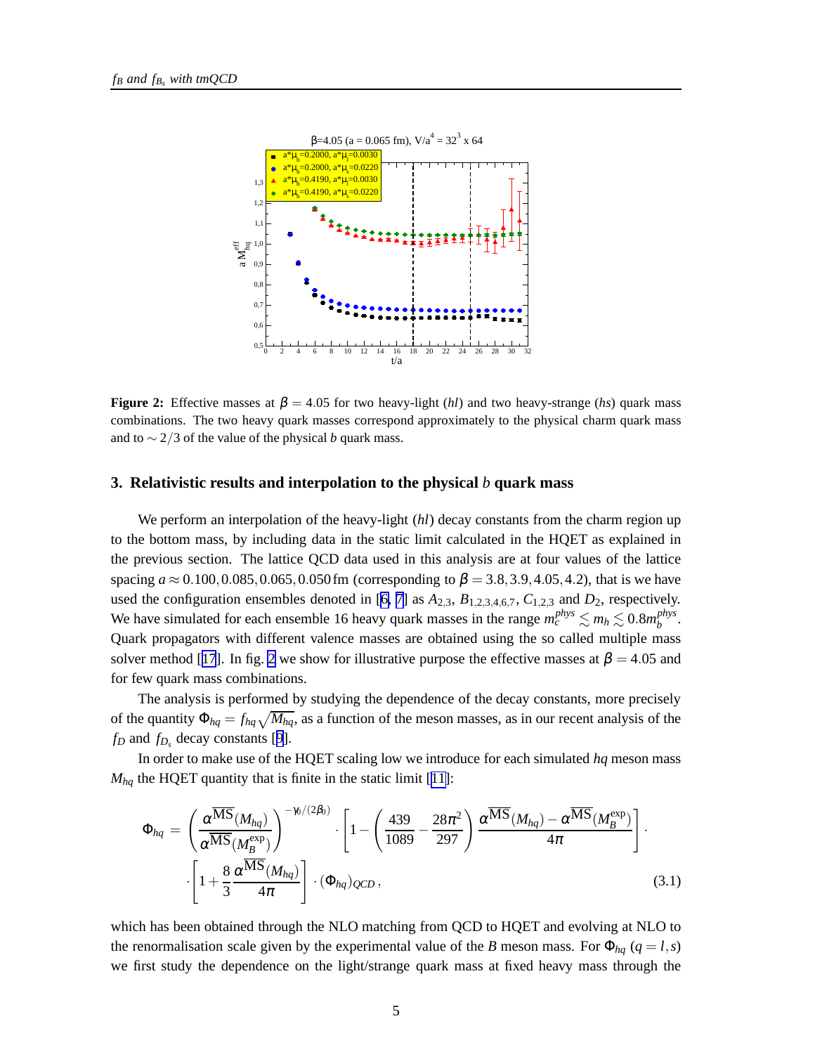**Figure 2:** Effective masses at $\beta = 4.05$ for two heavy-light (*hl*) and two heavy-strange (*hs*) quark mass combinations. The two heavy quark masses correspond approximately to the physical charm quark mass and to $\sim 2/3$ of the value of the physical $b$ quark mass.

## 3. Relativistic results and interpolation to the physical $b$ quark mass

We perform an interpolation of the heavy-light (*hl*) decay constants from the charm region up to the bottom mass, by including data in the static limit calculated in the HQET as explained in the previous section. The lattice QCD data used in this analysis are at four values of the lattice spacing $a \approx 0.100, 0.085, 0.065, 0.050\,\text{fm}$ (corresponding to $\beta = 3.8, 3.9, 4.05, 4.2$), that is we have used the configuration ensembles denoted in [6, 7] as $A_{2,3}$, $B_{1,2,3,4,6,7}$, $C_{1,2,3}$ and $D_2$, respectively. We have simulated for each ensemble 16 heavy quark masses in the range $m_c^{phys} \lesssim m_h \lesssim 0.8 m_b^{phys}$. Quark propagators with different valence masses are obtained using the so called multiple mass solver method [17]. In fig. 2 we show for illustrative purpose the effective masses at $\beta = 4.05$ and for few quark mass combinations.

The analysis is performed by studying the dependence of the decay constants, more precisely of the quantity $\Phi_{hq} = f_{hq}\sqrt{M_{hq}}$, as a function of the meson masses, as in our recent analysis of the $f_D$ and $f_{D_s}$ decay constants [9].

In order to make use of the HQET scaling low we introduce for each simulated $hq$ meson mass $M_{hq}$ the HQET quantity that is finite in the static limit [11]:

$$
\begin{aligned}
\Phi_{hq} = {} & \left(\frac{\alpha^{\overline{\rm MS}}(M_{hq})}{\alpha^{\overline{\rm MS}}(M_B^{\rm exp})}\right)^{-\gamma_0/(2\beta_0)} \cdot \left[1 - \left(\frac{439}{1089} - \frac{28\pi^2}{297}\right)\frac{\alpha^{\overline{\rm MS}}(M_{hq}) - \alpha^{\overline{\rm MS}}(M_B^{\rm exp})}{4\pi}\right] \cdot \\
& \cdot \left[1 + \frac{8}{3}\frac{\alpha^{\overline{\rm MS}}(M_{hq})}{4\pi}\right] \cdot (\Phi_{hq})_{QCD}\,,
\end{aligned}
\tag{3.1}
$$

which has been obtained through the NLO matching from QCD to HQET and evolving at NLO to the renormalisation scale given by the experimental value of the $B$ meson mass. For $\Phi_{hq}$ ($q = l, s$) we first study the dependence on the light/strange quark mass at fixed heavy mass through the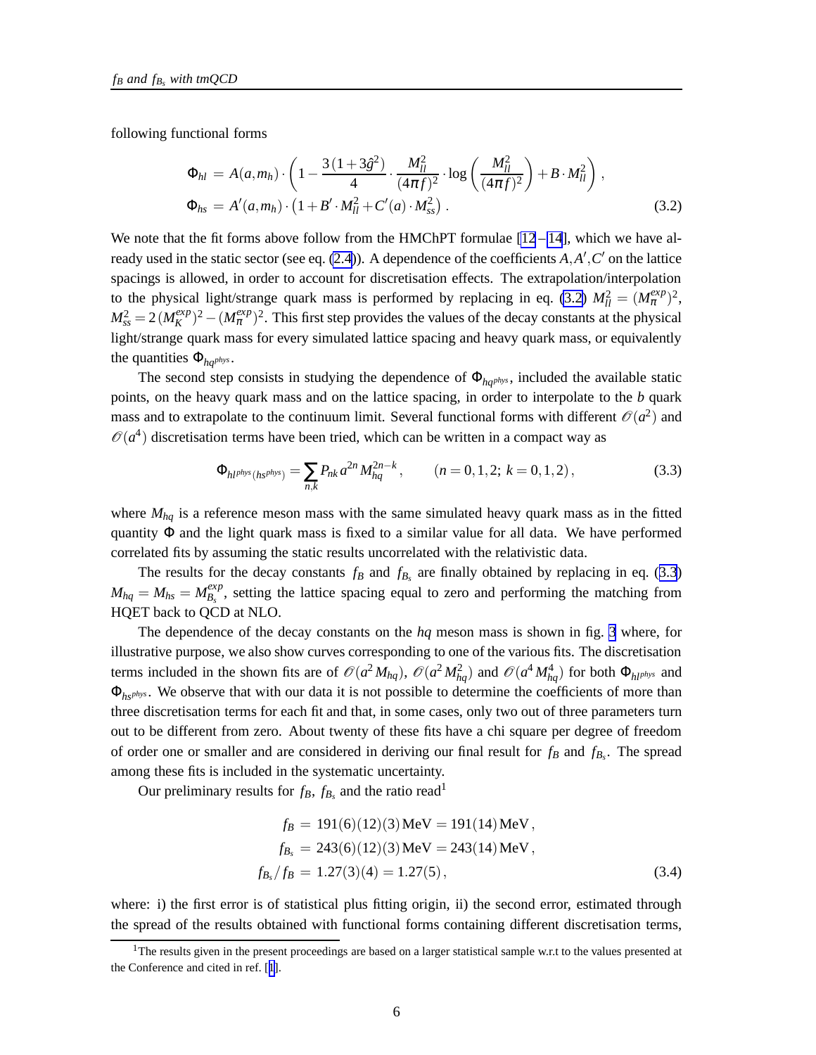following functional forms

$$
\begin{aligned}
\Phi_{hl} &= A(a,m_h)\cdot\left(1-\frac{3\,(1+3\hat{g}^2)}{4}\cdot\frac{M_{ll}^2}{(4\pi f)^2}\cdot\log\left(\frac{M_{ll}^2}{(4\pi f)^2}\right)+B\cdot M_{ll}^2\right)\,,\\
\Phi_{hs} &= A'(a,m_h)\cdot\left(1+B'\cdot M_{ll}^2+C'(a)\cdot M_{ss}^2\right)\,.
\end{aligned}
\tag{3.2}
$$

We note that the fit forms above follow from the HMChPT formulae [12–14], which we have already used in the static sector (see eq. (2.4)). A dependence of the coefficients $A, A', C'$ on the lattice spacings is allowed, in order to account for discretisation effects. The extrapolation/interpolation to the physical light/strange quark mass is performed by replacing in eq. (3.2) $M_{ll}^2 = (M_\pi^{exp})^2$, $M_{ss}^2 = 2\,(M_K^{exp})^2 - (M_\pi^{exp})^2$. This first step provides the values of the decay constants at the physical light/strange quark mass for every simulated lattice spacing and heavy quark mass, or equivalently the quantities $\Phi_{hq^{phys}}$.

The second step consists in studying the dependence of $\Phi_{hq^{phys}}$, included the available static points, on the heavy quark mass and on the lattice spacing, in order to interpolate to the $b$ quark mass and to extrapolate to the continuum limit. Several functional forms with different $\mathcal{O}(a^2)$ and $\mathcal{O}(a^4)$ discretisation terms have been tried, which can be written in a compact way as

$$
\Phi_{hl^{phys}(hs^{phys})} = \sum_{n,k} P_{nk}\, a^{2n}\, M_{hq}^{2n-k}\,, \qquad (n = 0,1,2;\; k = 0,1,2)\,,
\tag{3.3}
$$

where $M_{hq}$ is a reference meson mass with the same simulated heavy quark mass as in the fitted quantity $\Phi$ and the light quark mass is fixed to a similar value for all data. We have performed correlated fits by assuming the static results uncorrelated with the relativistic data.

The results for the decay constants $f_B$ and $f_{B_s}$ are finally obtained by replacing in eq. (3.3) $M_{hq} = M_{hs} = M_{B_s}^{exp}$, setting the lattice spacing equal to zero and performing the matching from HQET back to QCD at NLO.

The dependence of the decay constants on the $hq$ meson mass is shown in fig. 3 where, for illustrative purpose, we also show curves corresponding to one of the various fits. The discretisation terms included in the shown fits are of $\mathcal{O}(a^2 M_{hq})$, $\mathcal{O}(a^2 M_{hq}^2)$ and $\mathcal{O}(a^4 M_{hq}^4)$ for both $\Phi_{hl^{phys}}$ and $\Phi_{hs^{phys}}$. We observe that with our data it is not possible to determine the coefficients of more than three discretisation terms for each fit and that, in some cases, only two out of three parameters turn out to be different from zero. About twenty of these fits have a chi square per degree of freedom of order one or smaller and are considered in deriving our final result for $f_B$ and $f_{B_s}$. The spread among these fits is included in the systematic uncertainty.

Our preliminary results for $f_B$, $f_{B_s}$ and the ratio read[1]

$$
\begin{aligned}
f_B &= 191(6)(12)(3)\,\text{MeV} = 191(14)\,\text{MeV}\,,\\
f_{B_s} &= 243(6)(12)(3)\,\text{MeV} = 243(14)\,\text{MeV}\,,\\
f_{B_s}/f_B &= 1.27(3)(4) = 1.27(5)\,,
\end{aligned}
\tag{3.4}
$$

where: i) the first error is of statistical plus fitting origin, ii) the second error, estimated through the spread of the results obtained with functional forms containing different discretisation terms,

[1] The results given in the present proceedings are based on a larger statistical sample w.r.t to the values presented at the Conference and cited in ref. [1].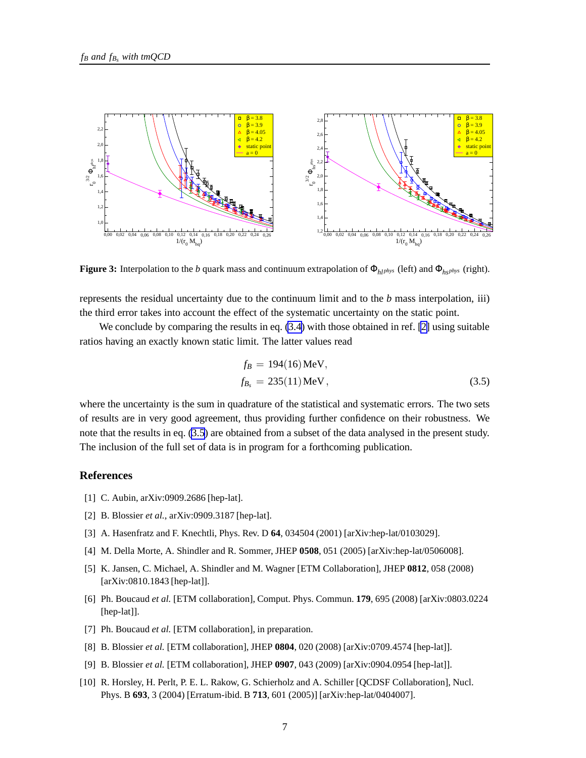**Figure 3:** Interpolation to the $b$ quark mass and continuum extrapolation of $\Phi_{hl^{phys}}$ (left) and $\Phi_{hs^{phys}}$ (right).

represents the residual uncertainty due to the continuum limit and to the $b$ mass interpolation, iii) the third error takes into account the effect of the systematic uncertainty on the static point.

We conclude by comparing the results in eq. (3.4) with those obtained in ref. [2] using suitable ratios having an exactly known static limit. The latter values read

$$
\begin{aligned}
f_B &= 194(16)\,\text{MeV}, \\
f_{B_s} &= 235(11)\,\text{MeV},
\end{aligned}
\tag{3.5}
$$

where the uncertainty is the sum in quadrature of the statistical and systematic errors. The two sets of results are in very good agreement, thus providing further confidence on their robustness. We note that the results in eq. (3.5) are obtained from a subset of the data analysed in the present study. The inclusion of the full set of data is in program for a forthcoming publication.

## References

[1] C. Aubin, arXiv:0909.2686 [hep-lat].

[2] B. Blossier *et al.*, arXiv:0909.3187 [hep-lat].

[3] A. Hasenfratz and F. Knechtli, Phys. Rev. D **64**, 034504 (2001) [arXiv:hep-lat/0103029].

[4] M. Della Morte, A. Shindler and R. Sommer, JHEP **0508**, 051 (2005) [arXiv:hep-lat/0506008].

[5] K. Jansen, C. Michael, A. Shindler and M. Wagner [ETM Collaboration], JHEP **0812**, 058 (2008) [arXiv:0810.1843 [hep-lat]].

[6] Ph. Boucaud *et al.* [ETM collaboration], Comput. Phys. Commun. **179**, 695 (2008) [arXiv:0803.0224 [hep-lat]].

[7] Ph. Boucaud *et al.* [ETM collaboration], in preparation.

[8] B. Blossier *et al.* [ETM collaboration], JHEP **0804**, 020 (2008) [arXiv:0709.4574 [hep-lat]].

[9] B. Blossier *et al.* [ETM collaboration], JHEP **0907**, 043 (2009) [arXiv:0904.0954 [hep-lat]].

[10] R. Horsley, H. Perlt, P. E. L. Rakow, G. Schierholz and A. Schiller [QCDSF Collaboration], Nucl. Phys. B **693**, 3 (2004) [Erratum-ibid. B **713**, 601 (2005)] [arXiv:hep-lat/0404007].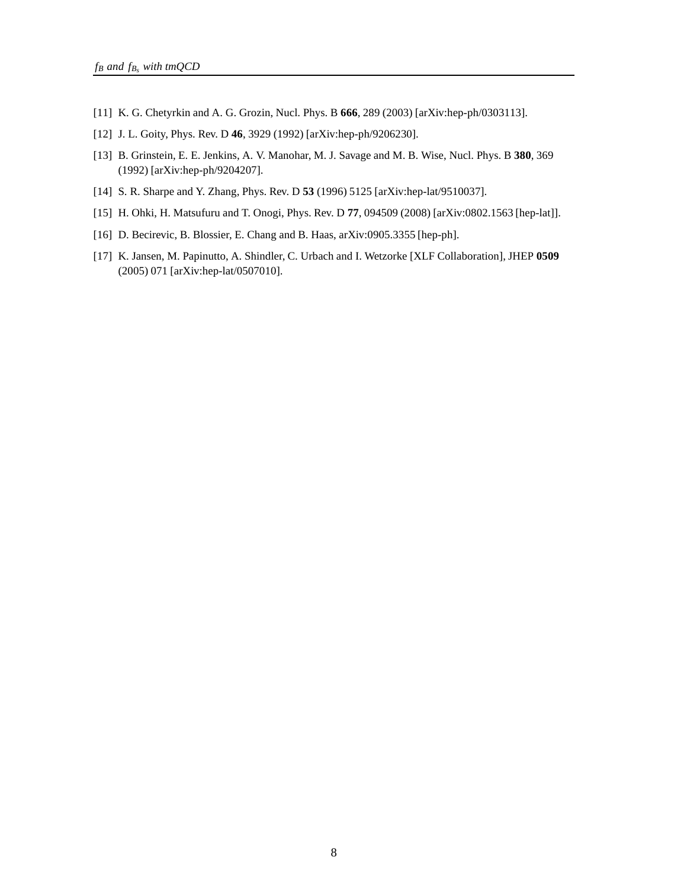[11] K. G. Chetyrkin and A. G. Grozin, Nucl. Phys. B **666**, 289 (2003) [arXiv:hep-ph/0303113].

[12] J. L. Goity, Phys. Rev. D **46**, 3929 (1992) [arXiv:hep-ph/9206230].

[13] B. Grinstein, E. E. Jenkins, A. V. Manohar, M. J. Savage and M. B. Wise, Nucl. Phys. B **380**, 369 (1992) [arXiv:hep-ph/9204207].

[14] S. R. Sharpe and Y. Zhang, Phys. Rev. D **53** (1996) 5125 [arXiv:hep-lat/9510037].

[15] H. Ohki, H. Matsufuru and T. Onogi, Phys. Rev. D **77**, 094509 (2008) [arXiv:0802.1563 [hep-lat]].

[16] D. Becirevic, B. Blossier, E. Chang and B. Haas, arXiv:0905.3355 [hep-ph].

[17] K. Jansen, M. Papinutto, A. Shindler, C. Urbach and I. Wetzorke [XLF Collaboration], JHEP **0509** (2005) 071 [arXiv:hep-lat/0507010].